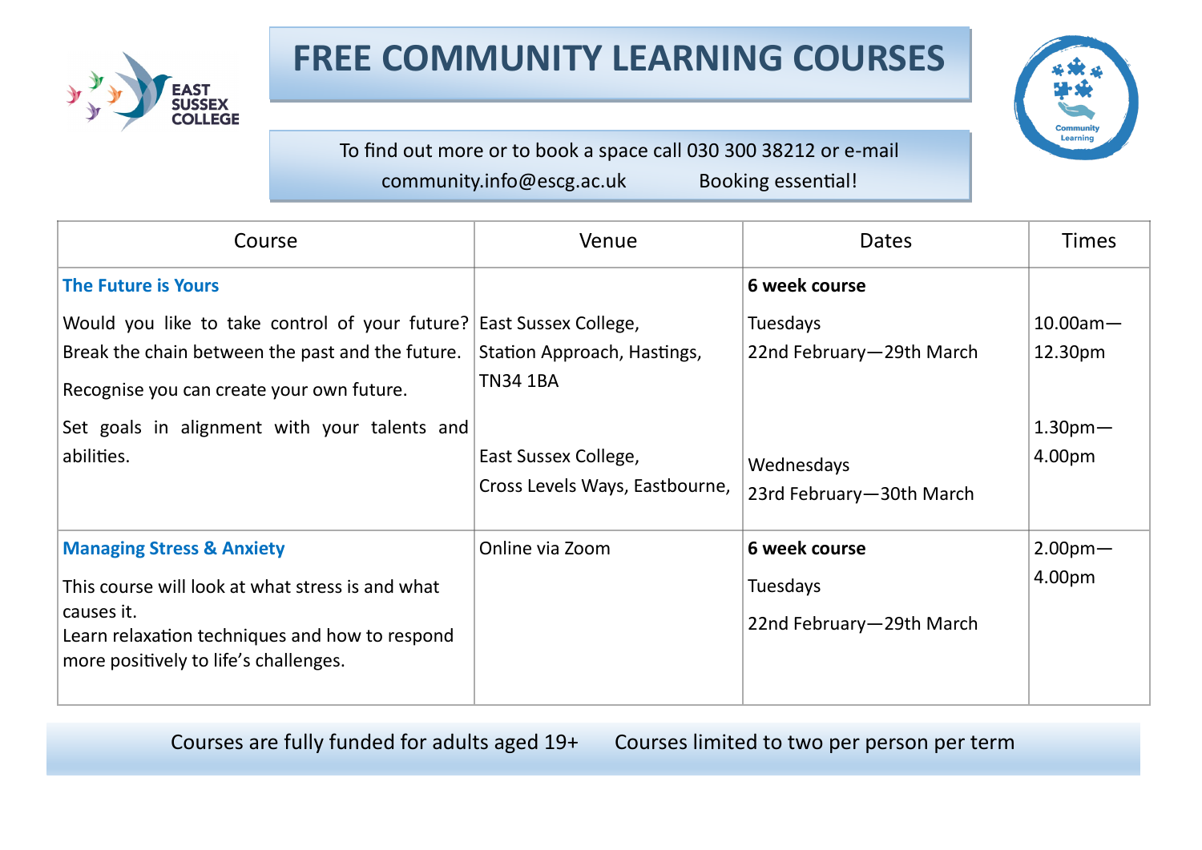EAST SUSSEX COLLEGE

# FREE COMMUNITY LEARNING COURSES

Community Learning

To find out more or to book a space call 030 300 38212 or e-mail community.info@escg.ac.uk Booking essential!

| Course | Venue | Dates | Times |
|---|---|---|---|
| **The Future is Yours**<br><br>Would you like to take control of your future? Break the chain between the past and the future.<br><br>Recognise you can create your own future.<br><br>Set goals in alignment with your talents and abilities. | East Sussex College, Station Approach, Hastings, TN34 1BA<br><br>East Sussex College, Cross Levels Ways, Eastbourne, | **6 week course**<br><br>Tuesdays 22nd February—29th March<br><br>Wednesdays 23rd February—30th March | 10.00am—12.30pm<br><br>1.30pm—4.00pm |
| **Managing Stress & Anxiety**<br><br>This course will look at what stress is and what causes it.<br>Learn relaxation techniques and how to respond more positively to life's challenges. | Online via Zoom | **6 week course**<br><br>Tuesdays<br><br>22nd February—29th March | 2.00pm—4.00pm |

Courses are fully funded for adults aged 19+ Courses limited to two per person per term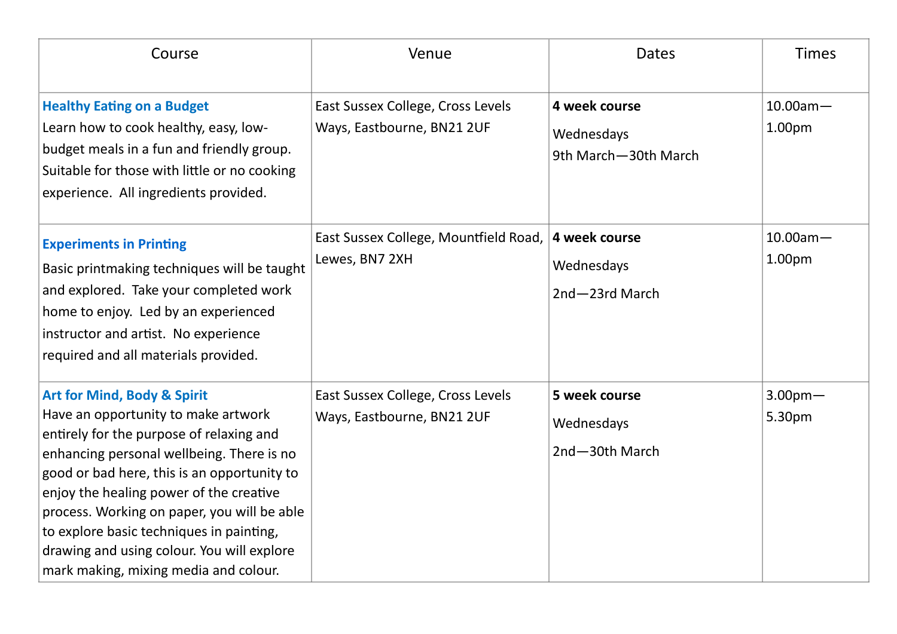| Course | Venue | Dates | Times |
|---|---|---|---|
| **Healthy Eating on a Budget** Learn how to cook healthy, easy, low-budget meals in a fun and friendly group. Suitable for those with little or no cooking experience. All ingredients provided. | East Sussex College, Cross Levels Ways, Eastbourne, BN21 2UF | **4 week course** Wednesdays 9th March—30th March | 10.00am—1.00pm |
| **Experiments in Printing** Basic printmaking techniques will be taught and explored. Take your completed work home to enjoy. Led by an experienced instructor and artist. No experience required and all materials provided. | East Sussex College, Mountfield Road, Lewes, BN7 2XH | **4 week course** Wednesdays 2nd—23rd March | 10.00am—1.00pm |
| **Art for Mind, Body & Spirit** Have an opportunity to make artwork entirely for the purpose of relaxing and enhancing personal wellbeing. There is no good or bad here, this is an opportunity to enjoy the healing power of the creative process. Working on paper, you will be able to explore basic techniques in painting, drawing and using colour. You will explore mark making, mixing media and colour. | East Sussex College, Cross Levels Ways, Eastbourne, BN21 2UF | **5 week course** Wednesdays 2nd—30th March | 3.00pm—5.30pm |